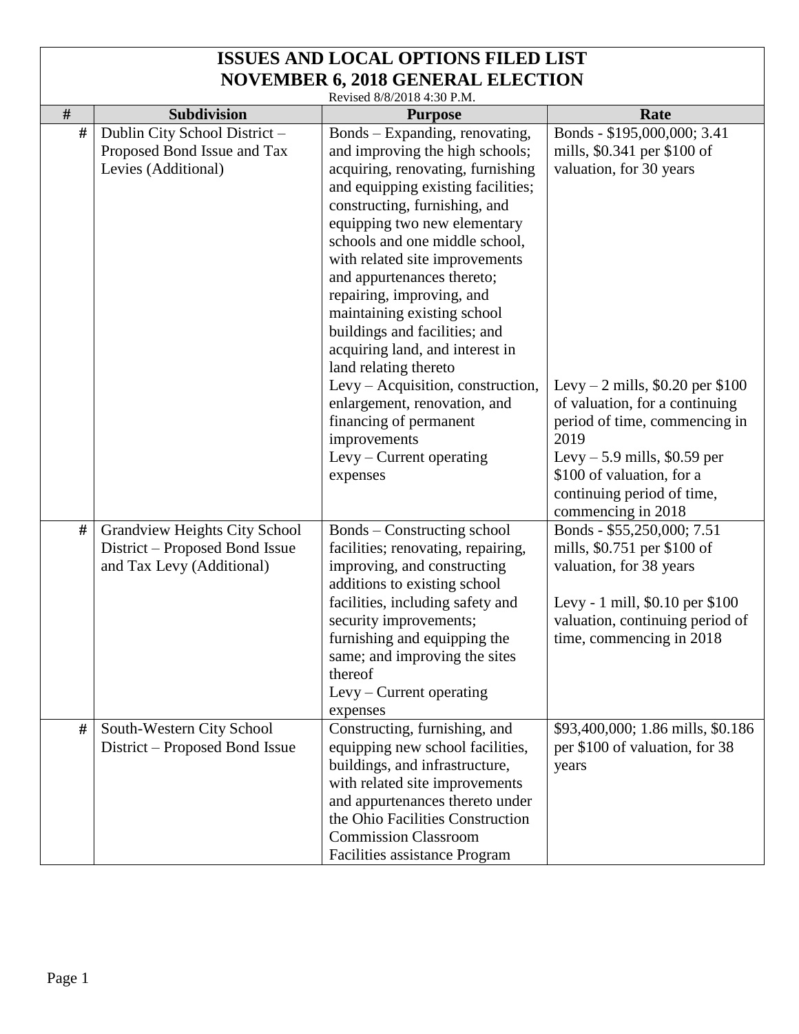# ISSUES AND LOCAL OPTIONS FILED LIST
## NOVEMBER 6, 2018 GENERAL ELECTION

Revised 8/8/2018 4:30 P.M.

| # | Subdivision | Purpose | Rate |
|---|---|---|---|
| # | Dublin City School District – Proposed Bond Issue and Tax Levies (Additional) | Bonds – Expanding, renovating, and improving the high schools; acquiring, renovating, furnishing and equipping existing facilities; constructing, furnishing, and equipping two new elementary schools and one middle school, with related site improvements and appurtenances thereto; repairing, improving, and maintaining existing school buildings and facilities; and acquiring land, and interest in land relating thereto<br>Levy – Acquisition, construction, enlargement, renovation, and financing of permanent improvements<br>Levy – Current operating expenses | Bonds - $195,000,000; 3.41 mills, $0.341 per $100 of valuation, for 30 years<br>Levy – 2 mills, $0.20 per $100 of valuation, for a continuing period of time, commencing in 2019<br>Levy – 5.9 mills, $0.59 per $100 of valuation, for a continuing period of time, commencing in 2018 |
| # | Grandview Heights City School District – Proposed Bond Issue and Tax Levy (Additional) | Bonds – Constructing school facilities; renovating, repairing, improving, and constructing additions to existing school facilities, including safety and security improvements; furnishing and equipping the same; and improving the sites thereof<br>Levy – Current operating expenses | Bonds - $55,250,000; 7.51 mills, $0.751 per $100 of valuation, for 38 years<br>Levy - 1 mill, $0.10 per $100 valuation, continuing period of time, commencing in 2018 |
| # | South-Western City School District – Proposed Bond Issue | Constructing, furnishing, and equipping new school facilities, buildings, and infrastructure, with related site improvements and appurtenances thereto under the Ohio Facilities Construction Commission Classroom Facilities assistance Program | $93,400,000; 1.86 mills, $0.186 per $100 of valuation, for 38 years |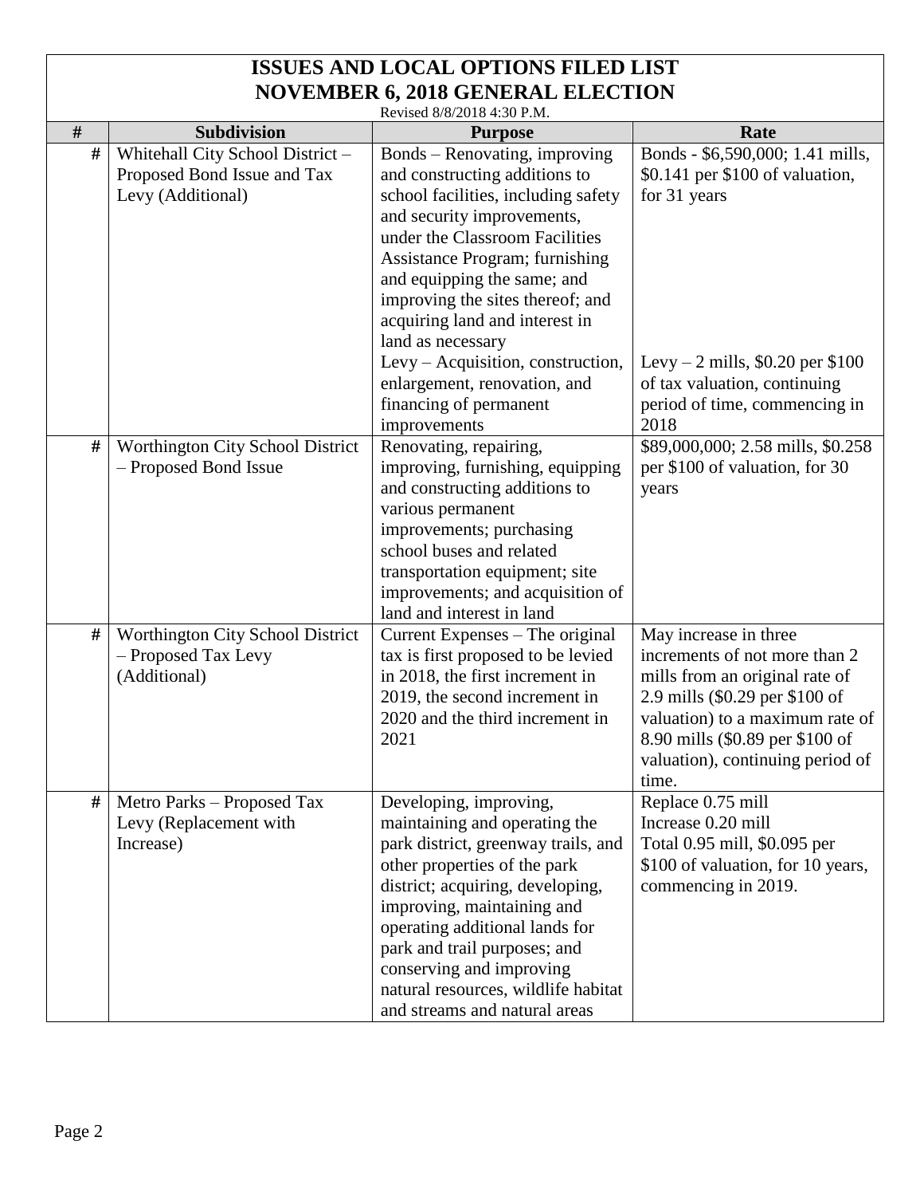# ISSUES AND LOCAL OPTIONS FILED LIST
## NOVEMBER 6, 2018 GENERAL ELECTION

Revised 8/8/2018 4:30 P.M.

| # | Subdivision | Purpose | Rate |
|---|---|---|---|
| # | Whitehall City School District – Proposed Bond Issue and Tax Levy (Additional) | Bonds – Renovating, improving and constructing additions to school facilities, including safety and security improvements, under the Classroom Facilities Assistance Program; furnishing and equipping the same; and improving the sites thereof; and acquiring land and interest in land as necessary<br>Levy – Acquisition, construction, enlargement, renovation, and financing of permanent improvements | Bonds - $6,590,000; 1.41 mills, $0.141 per $100 of valuation, for 31 years<br>Levy – 2 mills, $0.20 per $100 of tax valuation, continuing period of time, commencing in 2018 |
| # | Worthington City School District – Proposed Bond Issue | Renovating, repairing, improving, furnishing, equipping and constructing additions to various permanent improvements; purchasing school buses and related transportation equipment; site improvements; and acquisition of land and interest in land | $89,000,000; 2.58 mills, $0.258 per $100 of valuation, for 30 years |
| # | Worthington City School District – Proposed Tax Levy (Additional) | Current Expenses – The original tax is first proposed to be levied in 2018, the first increment in 2019, the second increment in 2020 and the third increment in 2021 | May increase in three increments of not more than 2 mills from an original rate of 2.9 mills ($0.29 per $100 of valuation) to a maximum rate of 8.90 mills ($0.89 per $100 of valuation), continuing period of time. |
| # | Metro Parks – Proposed Tax Levy (Replacement with Increase) | Developing, improving, maintaining and operating the park district, greenway trails, and other properties of the park district; acquiring, developing, improving, maintaining and operating additional lands for park and trail purposes; and conserving and improving natural resources, wildlife habitat and streams and natural areas | Replace 0.75 mill<br>Increase 0.20 mill<br>Total 0.95 mill, $0.095 per $100 of valuation, for 10 years, commencing in 2019. |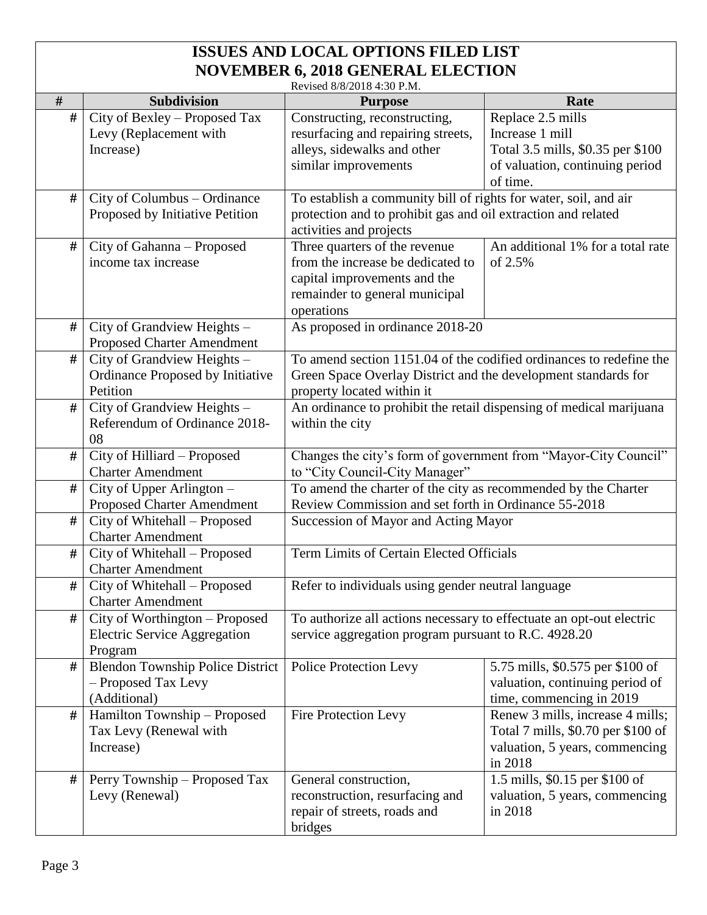# ISSUES AND LOCAL OPTIONS FILED LIST
## NOVEMBER 6, 2018 GENERAL ELECTION

Revised 8/8/2018 4:30 P.M.

| # | Subdivision | Purpose | Rate |
|---|---|---|---|
| # | City of Bexley – Proposed Tax Levy (Replacement with Increase) | Constructing, reconstructing, resurfacing and repairing streets, alleys, sidewalks and other similar improvements | Replace 2.5 mills Increase 1 mill Total 3.5 mills, $0.35 per $100 of valuation, continuing period of time. |
| # | City of Columbus – Ordinance Proposed by Initiative Petition | To establish a community bill of rights for water, soil, and air protection and to prohibit gas and oil extraction and related activities and projects | |
| # | City of Gahanna – Proposed income tax increase | Three quarters of the revenue from the increase be dedicated to capital improvements and the remainder to general municipal operations | An additional 1% for a total rate of 2.5% |
| # | City of Grandview Heights – Proposed Charter Amendment | As proposed in ordinance 2018-20 | |
| # | City of Grandview Heights – Ordinance Proposed by Initiative Petition | To amend section 1151.04 of the codified ordinances to redefine the Green Space Overlay District and the development standards for property located within it | |
| # | City of Grandview Heights – Referendum of Ordinance 2018-08 | An ordinance to prohibit the retail dispensing of medical marijuana within the city | |
| # | City of Hilliard – Proposed Charter Amendment | Changes the city's form of government from "Mayor-City Council" to "City Council-City Manager" | |
| # | City of Upper Arlington – Proposed Charter Amendment | To amend the charter of the city as recommended by the Charter Review Commission and set forth in Ordinance 55-2018 | |
| # | City of Whitehall – Proposed Charter Amendment | Succession of Mayor and Acting Mayor | |
| # | City of Whitehall – Proposed Charter Amendment | Term Limits of Certain Elected Officials | |
| # | City of Whitehall – Proposed Charter Amendment | Refer to individuals using gender neutral language | |
| # | City of Worthington – Proposed Electric Service Aggregation Program | To authorize all actions necessary to effectuate an opt-out electric service aggregation program pursuant to R.C. 4928.20 | |
| # | Blendon Township Police District – Proposed Tax Levy (Additional) | Police Protection Levy | 5.75 mills, $0.575 per $100 of valuation, continuing period of time, commencing in 2019 |
| # | Hamilton Township – Proposed Tax Levy (Renewal with Increase) | Fire Protection Levy | Renew 3 mills, increase 4 mills; Total 7 mills, $0.70 per $100 of valuation, 5 years, commencing in 2018 |
| # | Perry Township – Proposed Tax Levy (Renewal) | General construction, reconstruction, resurfacing and repair of streets, roads and bridges | 1.5 mills, $0.15 per $100 of valuation, 5 years, commencing in 2018 |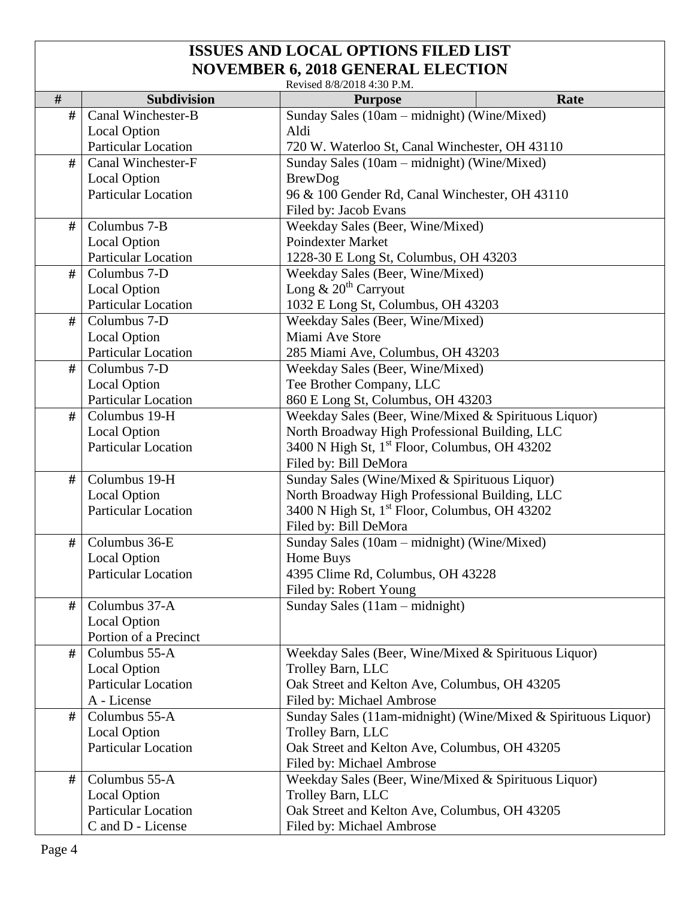# ISSUES AND LOCAL OPTIONS FILED LIST
## NOVEMBER 6, 2018 GENERAL ELECTION

Revised 8/8/2018 4:30 P.M.

| # | Subdivision | Purpose | Rate |
|---|---|---|---|
| # | Canal Winchester-B<br>Local Option<br>Particular Location | Sunday Sales (10am – midnight) (Wine/Mixed)<br>Aldi<br>720 W. Waterloo St, Canal Winchester, OH 43110 | |
| # | Canal Winchester-F<br>Local Option<br>Particular Location | Sunday Sales (10am – midnight) (Wine/Mixed)<br>BrewDog<br>96 & 100 Gender Rd, Canal Winchester, OH 43110<br>Filed by: Jacob Evans | |
| # | Columbus 7-B<br>Local Option<br>Particular Location | Weekday Sales (Beer, Wine/Mixed)<br>Poindexter Market<br>1228-30 E Long St, Columbus, OH 43203 | |
| # | Columbus 7-D<br>Local Option<br>Particular Location | Weekday Sales (Beer, Wine/Mixed)<br>Long & 20th Carryout<br>1032 E Long St, Columbus, OH 43203 | |
| # | Columbus 7-D<br>Local Option<br>Particular Location | Weekday Sales (Beer, Wine/Mixed)<br>Miami Ave Store<br>285 Miami Ave, Columbus, OH 43203 | |
| # | Columbus 7-D<br>Local Option<br>Particular Location | Weekday Sales (Beer, Wine/Mixed)<br>Tee Brother Company, LLC<br>860 E Long St, Columbus, OH 43203 | |
| # | Columbus 19-H<br>Local Option<br>Particular Location | Weekday Sales (Beer, Wine/Mixed & Spirituous Liquor)<br>North Broadway High Professional Building, LLC<br>3400 N High St, 1st Floor, Columbus, OH 43202<br>Filed by: Bill DeMora | |
| # | Columbus 19-H<br>Local Option<br>Particular Location | Sunday Sales (Wine/Mixed & Spirituous Liquor)<br>North Broadway High Professional Building, LLC<br>3400 N High St, 1st Floor, Columbus, OH 43202<br>Filed by: Bill DeMora | |
| # | Columbus 36-E<br>Local Option<br>Particular Location | Sunday Sales (10am – midnight) (Wine/Mixed)<br>Home Buys<br>4395 Clime Rd, Columbus, OH 43228<br>Filed by: Robert Young | |
| # | Columbus 37-A<br>Local Option<br>Portion of a Precinct | Sunday Sales (11am – midnight) | |
| # | Columbus 55-A<br>Local Option<br>Particular Location<br>A - License | Weekday Sales (Beer, Wine/Mixed & Spirituous Liquor)<br>Trolley Barn, LLC<br>Oak Street and Kelton Ave, Columbus, OH 43205<br>Filed by: Michael Ambrose | |
| # | Columbus 55-A<br>Local Option<br>Particular Location | Sunday Sales (11am-midnight) (Wine/Mixed & Spirituous Liquor)<br>Trolley Barn, LLC<br>Oak Street and Kelton Ave, Columbus, OH 43205<br>Filed by: Michael Ambrose | |
| # | Columbus 55-A<br>Local Option<br>Particular Location<br>C and D - License | Weekday Sales (Beer, Wine/Mixed & Spirituous Liquor)<br>Trolley Barn, LLC<br>Oak Street and Kelton Ave, Columbus, OH 43205<br>Filed by: Michael Ambrose | |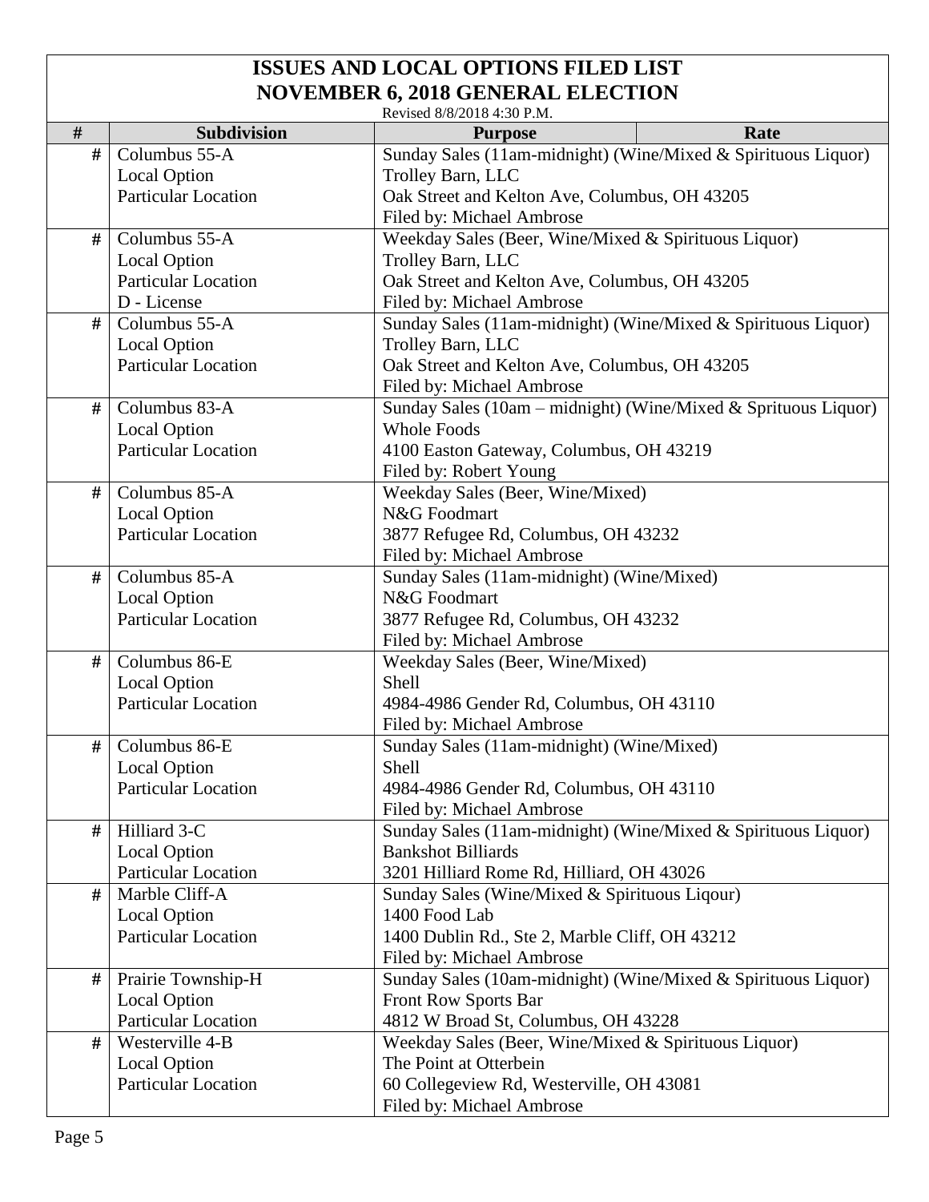# ISSUES AND LOCAL OPTIONS FILED LIST
## NOVEMBER 6, 2018 GENERAL ELECTION

Revised 8/8/2018 4:30 P.M.

| # | Subdivision | Purpose | Rate |
|---|---|---|---|
| # | Columbus 55-A<br>Local Option<br>Particular Location | Sunday Sales (11am-midnight) (Wine/Mixed & Spirituous Liquor)<br>Trolley Barn, LLC<br>Oak Street and Kelton Ave, Columbus, OH 43205<br>Filed by: Michael Ambrose | |
| # | Columbus 55-A<br>Local Option<br>Particular Location<br>D - License | Weekday Sales (Beer, Wine/Mixed & Spirituous Liquor)<br>Trolley Barn, LLC<br>Oak Street and Kelton Ave, Columbus, OH 43205<br>Filed by: Michael Ambrose | |
| # | Columbus 55-A<br>Local Option<br>Particular Location | Sunday Sales (11am-midnight) (Wine/Mixed & Spirituous Liquor)<br>Trolley Barn, LLC<br>Oak Street and Kelton Ave, Columbus, OH 43205<br>Filed by: Michael Ambrose | |
| # | Columbus 83-A<br>Local Option<br>Particular Location | Sunday Sales (10am – midnight) (Wine/Mixed & Sprituous Liquor)<br>Whole Foods<br>4100 Easton Gateway, Columbus, OH 43219<br>Filed by: Robert Young | |
| # | Columbus 85-A<br>Local Option<br>Particular Location | Weekday Sales (Beer, Wine/Mixed)<br>N&G Foodmart<br>3877 Refugee Rd, Columbus, OH 43232<br>Filed by: Michael Ambrose | |
| # | Columbus 85-A<br>Local Option<br>Particular Location | Sunday Sales (11am-midnight) (Wine/Mixed)<br>N&G Foodmart<br>3877 Refugee Rd, Columbus, OH 43232<br>Filed by: Michael Ambrose | |
| # | Columbus 86-E<br>Local Option<br>Particular Location | Weekday Sales (Beer, Wine/Mixed)<br>Shell<br>4984-4986 Gender Rd, Columbus, OH 43110<br>Filed by: Michael Ambrose | |
| # | Columbus 86-E<br>Local Option<br>Particular Location | Sunday Sales (11am-midnight) (Wine/Mixed)<br>Shell<br>4984-4986 Gender Rd, Columbus, OH 43110<br>Filed by: Michael Ambrose | |
| # | Hilliard 3-C<br>Local Option<br>Particular Location | Sunday Sales (11am-midnight) (Wine/Mixed & Spirituous Liquor)<br>Bankshot Billiards<br>3201 Hilliard Rome Rd, Hilliard, OH 43026 | |
| # | Marble Cliff-A<br>Local Option<br>Particular Location | Sunday Sales (Wine/Mixed & Spirituous Liqour)<br>1400 Food Lab<br>1400 Dublin Rd., Ste 2, Marble Cliff, OH 43212<br>Filed by: Michael Ambrose | |
| # | Prairie Township-H<br>Local Option<br>Particular Location | Sunday Sales (10am-midnight) (Wine/Mixed & Spirituous Liquor)<br>Front Row Sports Bar<br>4812 W Broad St, Columbus, OH 43228 | |
| # | Westerville 4-B<br>Local Option<br>Particular Location | Weekday Sales (Beer, Wine/Mixed & Spirituous Liquor)<br>The Point at Otterbein<br>60 Collegeview Rd, Westerville, OH 43081<br>Filed by: Michael Ambrose | |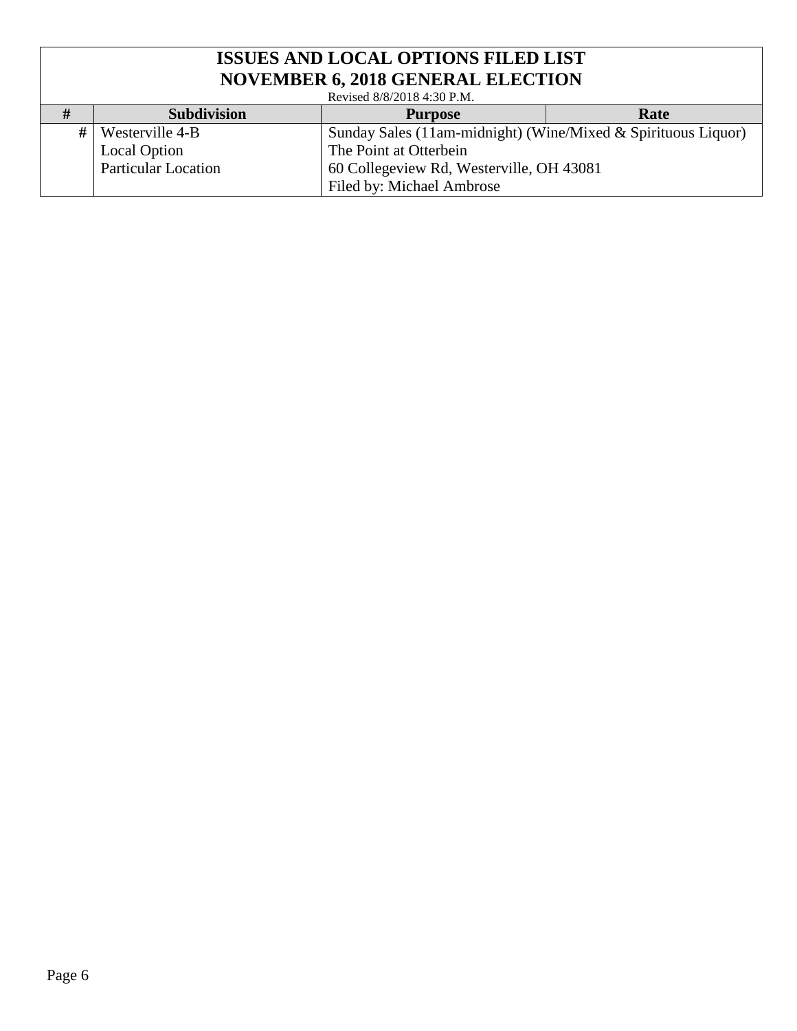# ISSUES AND LOCAL OPTIONS FILED LIST
## NOVEMBER 6, 2018 GENERAL ELECTION

Revised 8/8/2018 4:30 P.M.

| # | Subdivision | Purpose | Rate |
|---|---|---|---|
| # | Westerville 4-B<br>Local Option<br>Particular Location | Sunday Sales (11am-midnight) (Wine/Mixed & Spirituous Liquor)<br>The Point at Otterbein<br>60 Collegeview Rd, Westerville, OH 43081<br>Filed by: Michael Ambrose | |